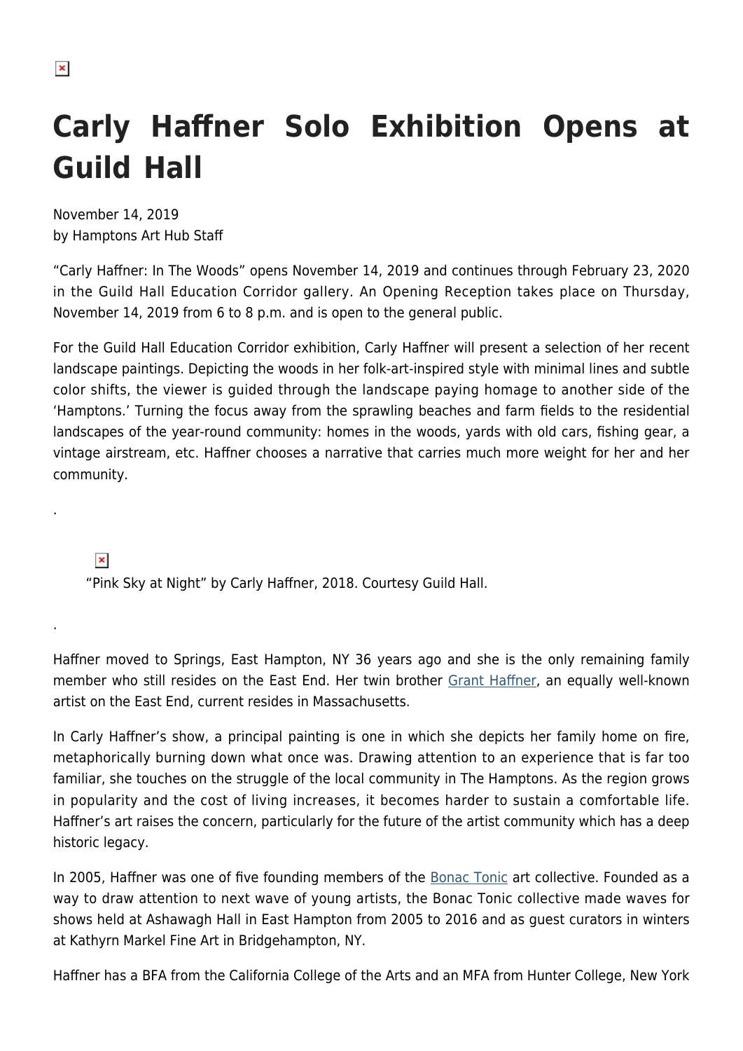# Carly Haffner Solo Exhibition Opens at Guild Hall

November 14, 2019
by Hamptons Art Hub Staff

"Carly Haffner: In The Woods" opens November 14, 2019 and continues through February 23, 2020 in the Guild Hall Education Corridor gallery. An Opening Reception takes place on Thursday, November 14, 2019 from 6 to 8 p.m. and is open to the general public.

For the Guild Hall Education Corridor exhibition, Carly Haffner will present a selection of her recent landscape paintings. Depicting the woods in her folk-art-inspired style with minimal lines and subtle color shifts, the viewer is guided through the landscape paying homage to another side of the 'Hamptons.' Turning the focus away from the sprawling beaches and farm fields to the residential landscapes of the year-round community: homes in the woods, yards with old cars, fishing gear, a vintage airstream, etc. Haffner chooses a narrative that carries much more weight for her and her community.

.

"Pink Sky at Night" by Carly Haffner, 2018. Courtesy Guild Hall.

.

Haffner moved to Springs, East Hampton, NY 36 years ago and she is the only remaining family member who still resides on the East End. Her twin brother Grant Haffner, an equally well-known artist on the East End, current resides in Massachusetts.

In Carly Haffner's show, a principal painting is one in which she depicts her family home on fire, metaphorically burning down what once was. Drawing attention to an experience that is far too familiar, she touches on the struggle of the local community in The Hamptons. As the region grows in popularity and the cost of living increases, it becomes harder to sustain a comfortable life. Haffner's art raises the concern, particularly for the future of the artist community which has a deep historic legacy.

In 2005, Haffner was one of five founding members of the Bonac Tonic art collective. Founded as a way to draw attention to next wave of young artists, the Bonac Tonic collective made waves for shows held at Ashawagh Hall in East Hampton from 2005 to 2016 and as guest curators in winters at Kathyrn Markel Fine Art in Bridgehampton, NY.

Haffner has a BFA from the California College of the Arts and an MFA from Hunter College, New York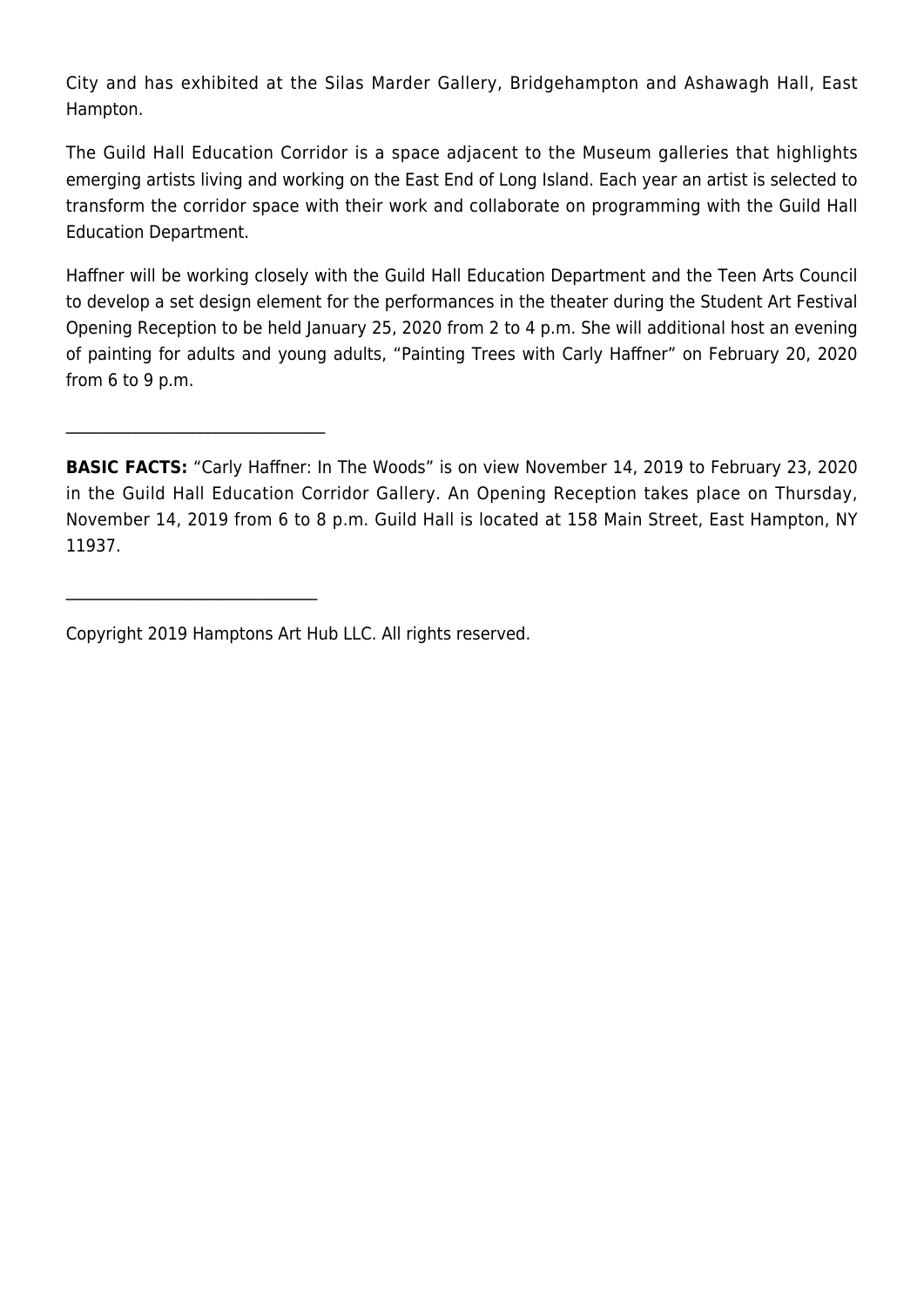City and has exhibited at the Silas Marder Gallery, Bridgehampton and Ashawagh Hall, East Hampton.

The Guild Hall Education Corridor is a space adjacent to the Museum galleries that highlights emerging artists living and working on the East End of Long Island. Each year an artist is selected to transform the corridor space with their work and collaborate on programming with the Guild Hall Education Department.

Haffner will be working closely with the Guild Hall Education Department and the Teen Arts Council to develop a set design element for the performances in the theater during the Student Art Festival Opening Reception to be held January 25, 2020 from 2 to 4 p.m. She will additional host an evening of painting for adults and young adults, "Painting Trees with Carly Haffner" on February 20, 2020 from 6 to 9 p.m.

\_\_\_\_\_\_\_\_\_\_\_\_\_\_\_\_\_\_\_\_\_\_\_\_\_\_\_\_\_\_\_

**BASIC FACTS:** "Carly Haffner: In The Woods" is on view November 14, 2019 to February 23, 2020 in the Guild Hall Education Corridor Gallery. An Opening Reception takes place on Thursday, November 14, 2019 from 6 to 8 p.m. Guild Hall is located at 158 Main Street, East Hampton, NY 11937.

\_\_\_\_\_\_\_\_\_\_\_\_\_\_\_\_\_\_\_\_\_\_\_\_\_\_\_\_\_\_

Copyright 2019 Hamptons Art Hub LLC. All rights reserved.